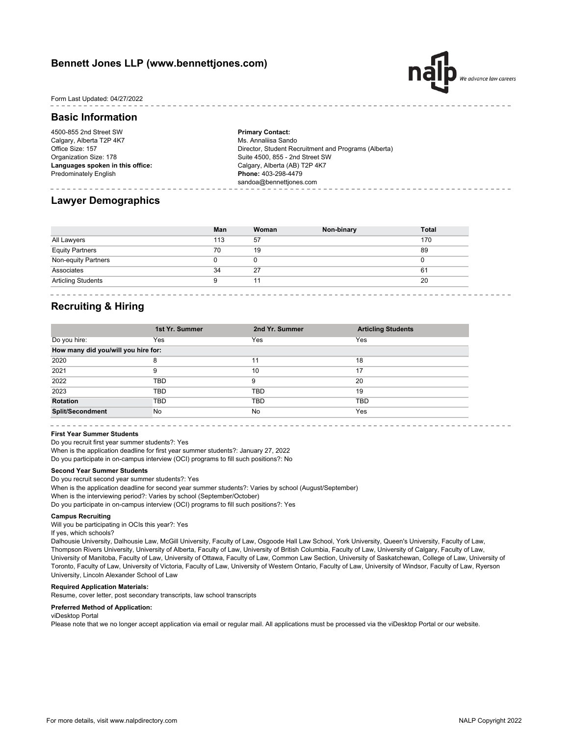# Bennett Jones LLP (www.bennettjones.com)

Form Last Updated: 04/27/2022

## Basic Information

4500-855 2nd Street SW
Calgary, Alberta T2P 4K7
Office Size: 157
Organization Size: 178
**Languages spoken in this office:**
Predominately English

**Primary Contact:**
Ms. Annaliisa Sando
Director, Student Recruitment and Programs (Alberta)
Suite 4500, 855 - 2nd Street SW
Calgary, Alberta (AB) T2P 4K7
**Phone:** 403-298-4479
sandoa@bennettjones.com

## Lawyer Demographics

| | Man | Woman | Non-binary | Total |
|---|---|---|---|---|
| All Lawyers | 113 | 57 | | 170 |
| Equity Partners | 70 | 19 | | 89 |
| Non-equity Partners | 0 | 0 | | 0 |
| Associates | 34 | 27 | | 61 |
| Articling Students | 9 | 11 | | 20 |

## Recruiting & Hiring

| | 1st Yr. Summer | 2nd Yr. Summer | Articling Students |
|---|---|---|---|
| Do you hire: | Yes | Yes | Yes |
| **How many did you/will you hire for:** | | | |
| 2020 | 8 | 11 | 18 |
| 2021 | 9 | 10 | 17 |
| 2022 | TBD | 9 | 20 |
| 2023 | TBD | TBD | 19 |
| **Rotation** | TBD | TBD | TBD |
| **Split/Secondment** | No | No | Yes |

**First Year Summer Students**

Do you recruit first year summer students?: Yes
When is the application deadline for first year summer students?: January 27, 2022
Do you participate in on-campus interview (OCI) programs to fill such positions?: No

**Second Year Summer Students**

Do you recruit second year summer students?: Yes
When is the application deadline for second year summer students?: Varies by school (August/September)
When is the interviewing period?: Varies by school (September/October)
Do you participate in on-campus interview (OCI) programs to fill such positions?: Yes

**Campus Recruiting**

Will you be participating in OCIs this year?: Yes
If yes, which schools?
Dalhousie University, Dalhousie Law, McGill University, Faculty of Law, Osgoode Hall Law School, York University, Queen's University, Faculty of Law, Thompson Rivers University, University of Alberta, Faculty of Law, University of British Columbia, Faculty of Law, University of Calgary, Faculty of Law, University of Manitoba, Faculty of Law, University of Ottawa, Faculty of Law, Common Law Section, University of Saskatchewan, College of Law, University of Toronto, Faculty of Law, University of Victoria, Faculty of Law, University of Western Ontario, Faculty of Law, University of Windsor, Faculty of Law, Ryerson University, Lincoln Alexander School of Law

**Required Application Materials:**
Resume, cover letter, post secondary transcripts, law school transcripts

**Preferred Method of Application:**
viDesktop Portal
Please note that we no longer accept application via email or regular mail. All applications must be processed via the viDesktop Portal or our website.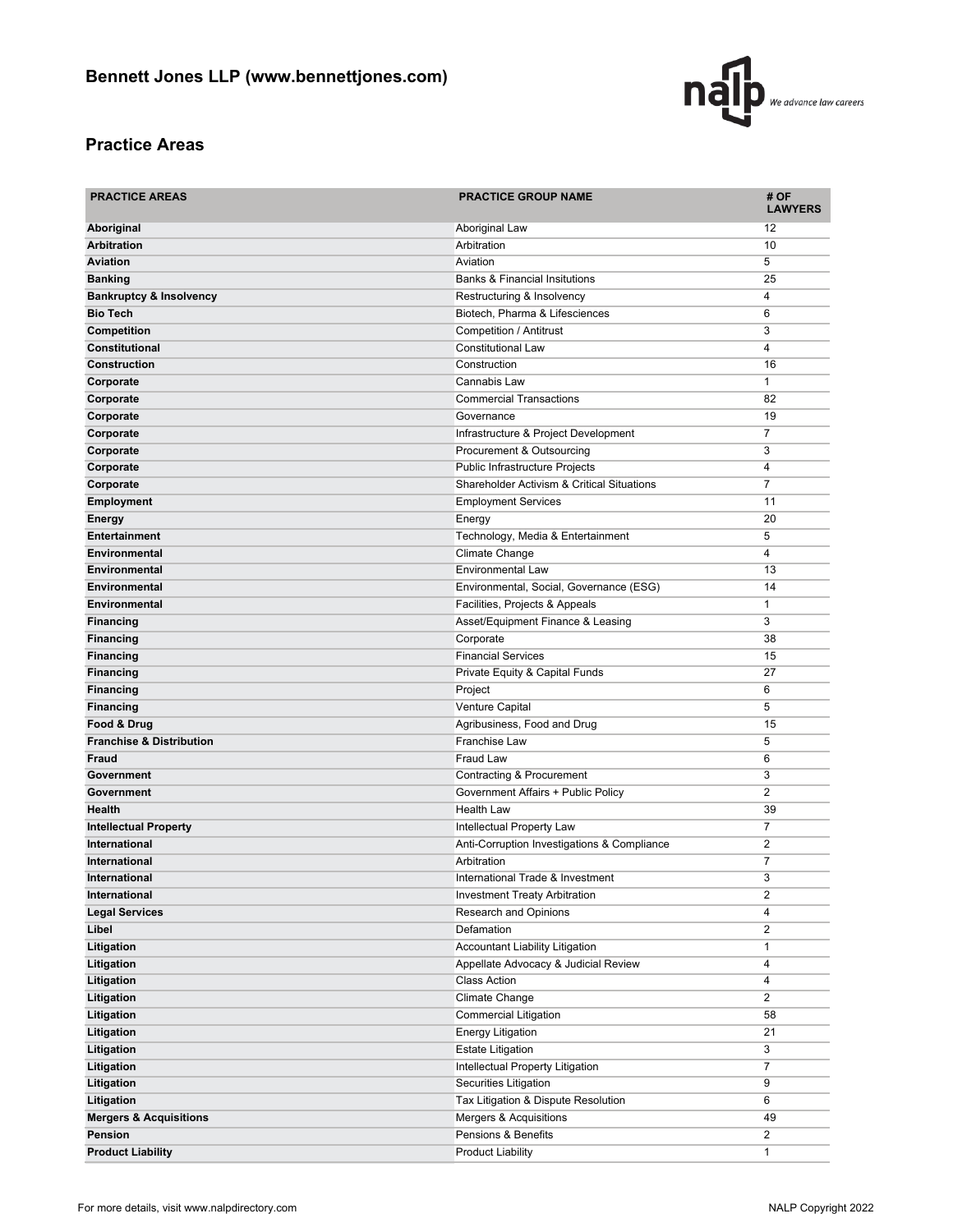## Bennett Jones LLP (www.bennettjones.com)

## Practice Areas

| PRACTICE AREAS | PRACTICE GROUP NAME | # OF LAWYERS |
|---|---|---|
| **Aboriginal** | Aboriginal Law | 12 |
| **Arbitration** | Arbitration | 10 |
| **Aviation** | Aviation | 5 |
| **Banking** | Banks & Financial Insitutions | 25 |
| **Bankruptcy & Insolvency** | Restructuring & Insolvency | 4 |
| **Bio Tech** | Biotech, Pharma & Lifesciences | 6 |
| **Competition** | Competition / Antitrust | 3 |
| **Constitutional** | Constitutional Law | 4 |
| **Construction** | Construction | 16 |
| **Corporate** | Cannabis Law | 1 |
| **Corporate** | Commercial Transactions | 82 |
| **Corporate** | Governance | 19 |
| **Corporate** | Infrastructure & Project Development | 7 |
| **Corporate** | Procurement & Outsourcing | 3 |
| **Corporate** | Public Infrastructure Projects | 4 |
| **Corporate** | Shareholder Activism & Critical Situations | 7 |
| **Employment** | Employment Services | 11 |
| **Energy** | Energy | 20 |
| **Entertainment** | Technology, Media & Entertainment | 5 |
| **Environmental** | Climate Change | 4 |
| **Environmental** | Environmental Law | 13 |
| **Environmental** | Environmental, Social, Governance (ESG) | 14 |
| **Environmental** | Facilities, Projects & Appeals | 1 |
| **Financing** | Asset/Equipment Finance & Leasing | 3 |
| **Financing** | Corporate | 38 |
| **Financing** | Financial Services | 15 |
| **Financing** | Private Equity & Capital Funds | 27 |
| **Financing** | Project | 6 |
| **Financing** | Venture Capital | 5 |
| **Food & Drug** | Agribusiness, Food and Drug | 15 |
| **Franchise & Distribution** | Franchise Law | 5 |
| **Fraud** | Fraud Law | 6 |
| **Government** | Contracting & Procurement | 3 |
| **Government** | Government Affairs + Public Policy | 2 |
| **Health** | Health Law | 39 |
| **Intellectual Property** | Intellectual Property Law | 7 |
| **International** | Anti-Corruption Investigations & Compliance | 2 |
| **International** | Arbitration | 7 |
| **International** | International Trade & Investment | 3 |
| **International** | Investment Treaty Arbitration | 2 |
| **Legal Services** | Research and Opinions | 4 |
| **Libel** | Defamation | 2 |
| **Litigation** | Accountant Liability Litigation | 1 |
| **Litigation** | Appellate Advocacy & Judicial Review | 4 |
| **Litigation** | Class Action | 4 |
| **Litigation** | Climate Change | 2 |
| **Litigation** | Commercial Litigation | 58 |
| **Litigation** | Energy Litigation | 21 |
| **Litigation** | Estate Litigation | 3 |
| **Litigation** | Intellectual Property Litigation | 7 |
| **Litigation** | Securities Litigation | 9 |
| **Litigation** | Tax Litigation & Dispute Resolution | 6 |
| **Mergers & Acquisitions** | Mergers & Acquisitions | 49 |
| **Pension** | Pensions & Benefits | 2 |
| **Product Liability** | Product Liability | 1 |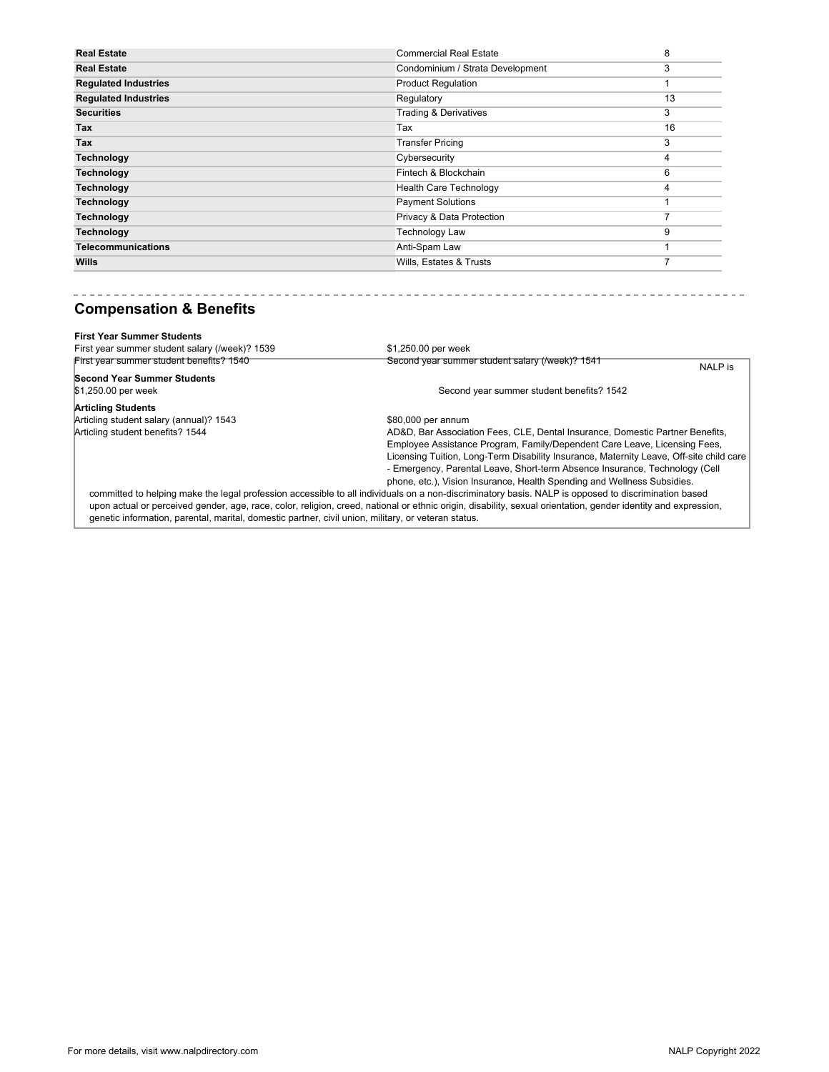| | | |
|---|---|---|
| **Real Estate** | Commercial Real Estate | 8 |
| **Real Estate** | Condominium / Strata Development | 3 |
| **Regulated Industries** | Product Regulation | 1 |
| **Regulated Industries** | Regulatory | 13 |
| **Securities** | Trading & Derivatives | 3 |
| **Tax** | Tax | 16 |
| **Tax** | Transfer Pricing | 3 |
| **Technology** | Cybersecurity | 4 |
| **Technology** | Fintech & Blockchain | 6 |
| **Technology** | Health Care Technology | 4 |
| **Technology** | Payment Solutions | 1 |
| **Technology** | Privacy & Data Protection | 7 |
| **Technology** | Technology Law | 9 |
| **Telecommunications** | Anti-Spam Law | 1 |
| **Wills** | Wills, Estates & Trusts | 7 |

## Compensation & Benefits

**First Year Summer Students**

First year summer student salary (/week)? 1539 — $1,250.00 per week

First year summer student benefits? 1540

**Second Year Summer Students**

Second year summer student salary (/week)? 1541 — $1,250.00 per week

Second year summer student benefits? 1542

**Articling Students**

Articling student salary (annual)? 1543 — $80,000 per annum

Articling student benefits? 1544 — AD&D, Bar Association Fees, CLE, Dental Insurance, Domestic Partner Benefits, Employee Assistance Program, Family/Dependent Care Leave, Licensing Fees, Licensing Tuition, Long-Term Disability Insurance, Maternity Leave, Off-site child care - Emergency, Parental Leave, Short-term Absence Insurance, Technology (Cell phone, etc.), Vision Insurance, Health Spending and Wellness Subsidies.

NALP is committed to helping make the legal profession accessible to all individuals on a non-discriminatory basis. NALP is opposed to discrimination based upon actual or perceived gender, age, race, color, religion, creed, national or ethnic origin, disability, sexual orientation, gender identity and expression, genetic information, parental, marital, domestic partner, civil union, military, or veteran status.

For more details, visit www.nalpdirectory.com

NALP Copyright 2022